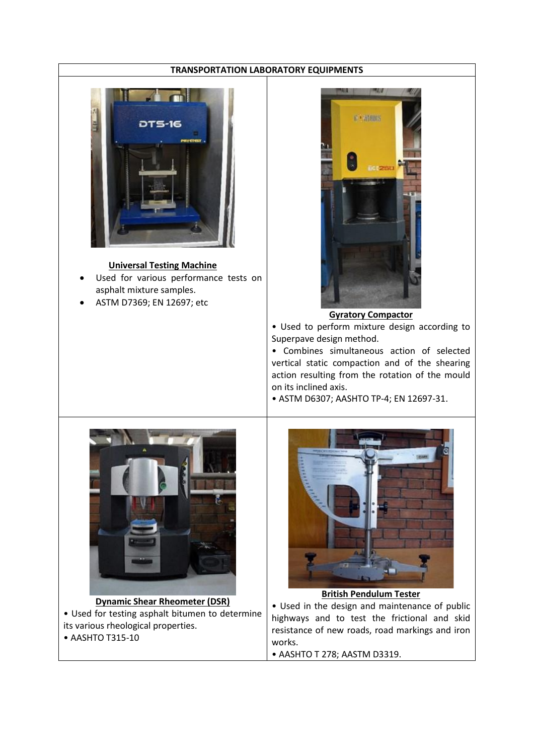# TRANSPORTATION LABORATORY EQUIPMENTS

**Universal Testing Machine**

- Used for various performance tests on asphalt mixture samples.
- ASTM D7369; EN 12697; etc

**Gyratory Compactor**

• Used to perform mixture design according to Superpave design method.

• Combines simultaneous action of selected vertical static compaction and of the shearing action resulting from the rotation of the mould on its inclined axis.

• ASTM D6307; AASHTO TP-4; EN 12697-31.

**Dynamic Shear Rheometer (DSR)**

• Used for testing asphalt bitumen to determine its various rheological properties.

• AASHTO T315-10

**British Pendulum Tester**

• Used in the design and maintenance of public highways and to test the frictional and skid resistance of new roads, road markings and iron works.

• AASHTO T 278; AASTM D3319.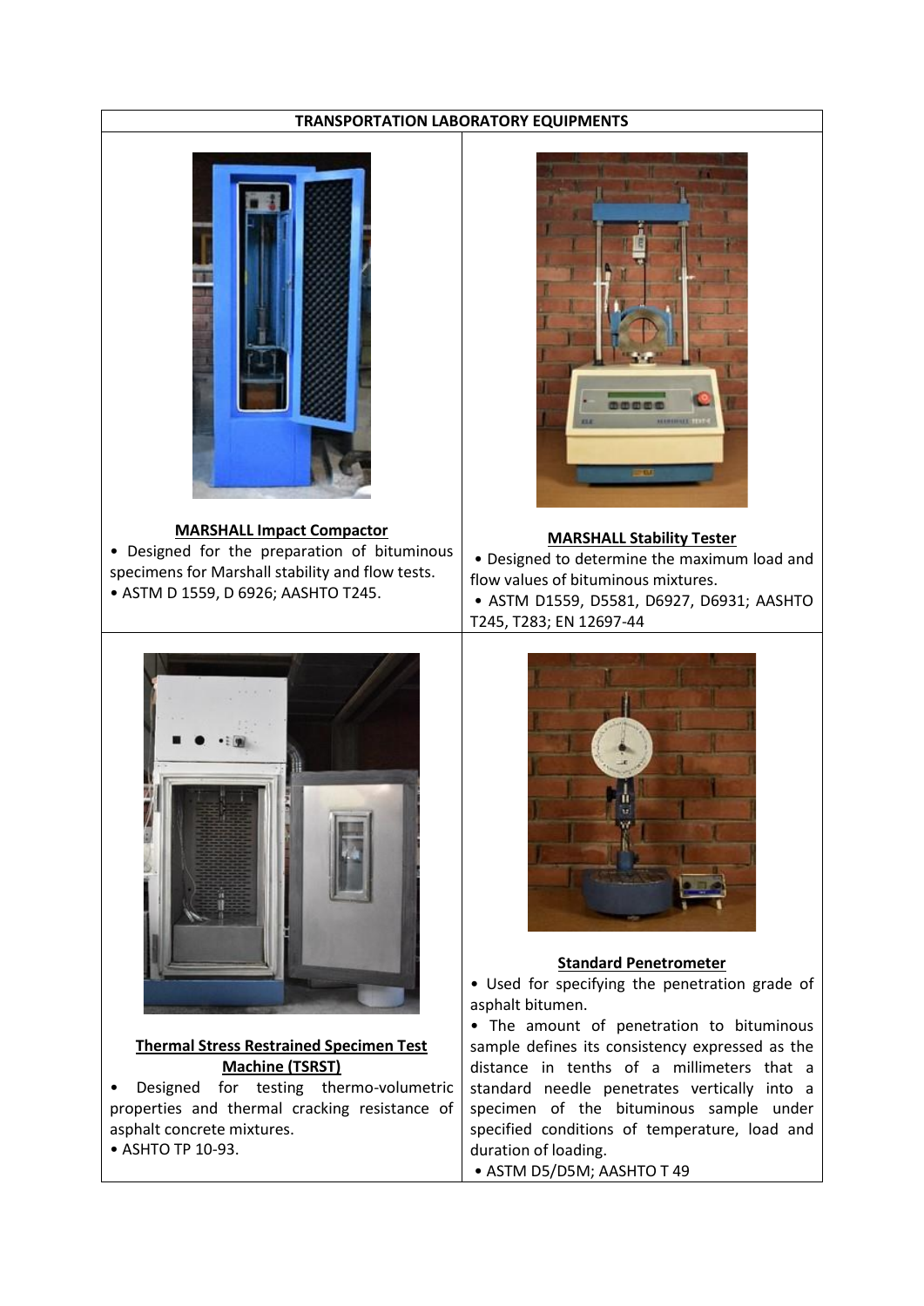# TRANSPORTATION LABORATORY EQUIPMENTS

**MARSHALL Impact Compactor**

- Designed for the preparation of bituminous specimens for Marshall stability and flow tests.
- ASTM D 1559, D 6926; AASHTO T245.

**MARSHALL Stability Tester**

- Designed to determine the maximum load and flow values of bituminous mixtures.
- ASTM D1559, D5581, D6927, D6931; AASHTO T245, T283; EN 12697-44

**Thermal Stress Restrained Specimen Test Machine (TSRST)**

- Designed for testing thermo-volumetric properties and thermal cracking resistance of asphalt concrete mixtures.
- ASHTO TP 10-93.

**Standard Penetrometer**

- Used for specifying the penetration grade of asphalt bitumen.
- The amount of penetration to bituminous sample defines its consistency expressed as the distance in tenths of a millimeters that a standard needle penetrates vertically into a specimen of the bituminous sample under specified conditions of temperature, load and duration of loading.
- ASTM D5/D5M; AASHTO T 49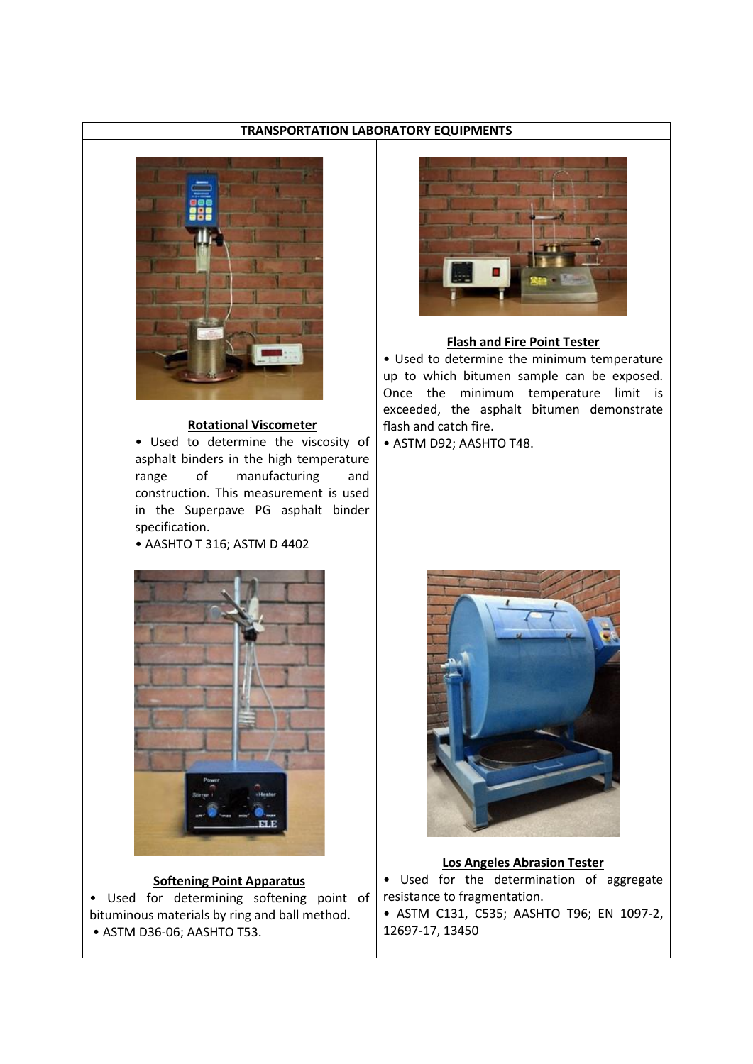## TRANSPORTATION LABORATORY EQUIPMENTS

**Rotational Viscometer**

- Used to determine the viscosity of asphalt binders in the high temperature range of manufacturing and construction. This measurement is used in the Superpave PG asphalt binder specification.
- AASHTO T 316; ASTM D 4402

**Flash and Fire Point Tester**

- Used to determine the minimum temperature up to which bitumen sample can be exposed. Once the minimum temperature limit is exceeded, the asphalt bitumen demonstrate flash and catch fire.
- ASTM D92; AASHTO T48.

**Softening Point Apparatus**

- Used for determining softening point of bituminous materials by ring and ball method.
- ASTM D36-06; AASHTO T53.

**Los Angeles Abrasion Tester**

- Used for the determination of aggregate resistance to fragmentation.
- ASTM C131, C535; AASHTO T96; EN 1097-2, 12697-17, 13450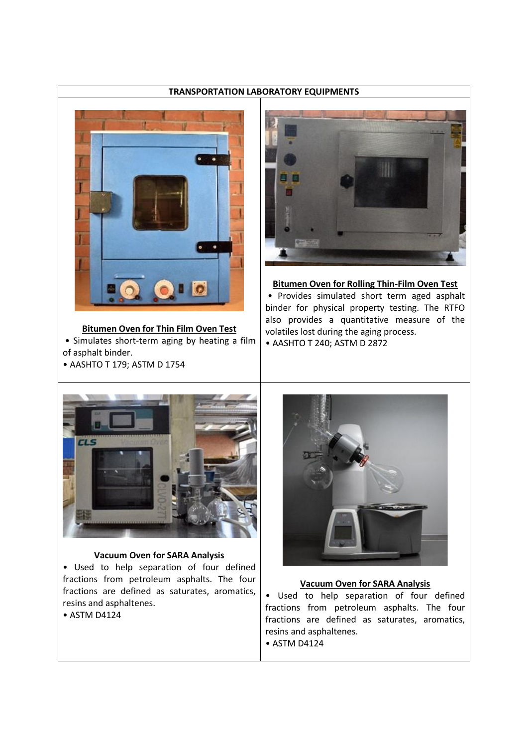| TRANSPORTATION LABORATORY EQUIPMENTS | |
|---|---|
| **Bitumen Oven for Thin Film Oven Test**<br>• Simulates short-term aging by heating a film of asphalt binder.<br>• AASHTO T 179; ASTM D 1754 | **Bitumen Oven for Rolling Thin-Film Oven Test**<br>• Provides simulated short term aged asphalt binder for physical property testing. The RTFO also provides a quantitative measure of the volatiles lost during the aging process.<br>• AASHTO T 240; ASTM D 2872 |
| **Vacuum Oven for SARA Analysis**<br>• Used to help separation of four defined fractions from petroleum asphalts. The four fractions are defined as saturates, aromatics, resins and asphaltenes.<br>• ASTM D4124 | **Vacuum Oven for SARA Analysis**<br>• Used to help separation of four defined fractions from petroleum asphalts. The four fractions are defined as saturates, aromatics, resins and asphaltenes.<br>• ASTM D4124 |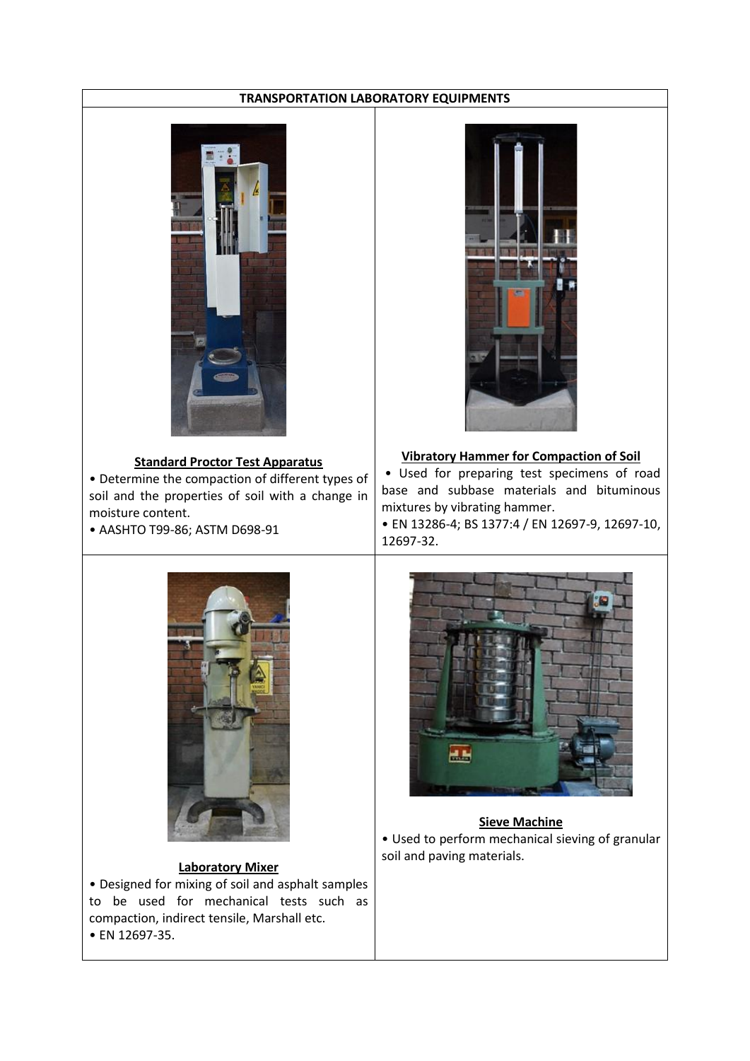## TRANSPORTATION LABORATORY EQUIPMENTS

**Standard Proctor Test Apparatus**

- Determine the compaction of different types of soil and the properties of soil with a change in moisture content.
- AASHTO T99-86; ASTM D698-91

**Vibratory Hammer for Compaction of Soil**

- Used for preparing test specimens of road base and subbase materials and bituminous mixtures by vibrating hammer.
- EN 13286-4; BS 1377:4 / EN 12697-9, 12697-10, 12697-32.

**Laboratory Mixer**

- Designed for mixing of soil and asphalt samples to be used for mechanical tests such as compaction, indirect tensile, Marshall etc.
- EN 12697-35.

**Sieve Machine**

- Used to perform mechanical sieving of granular soil and paving materials.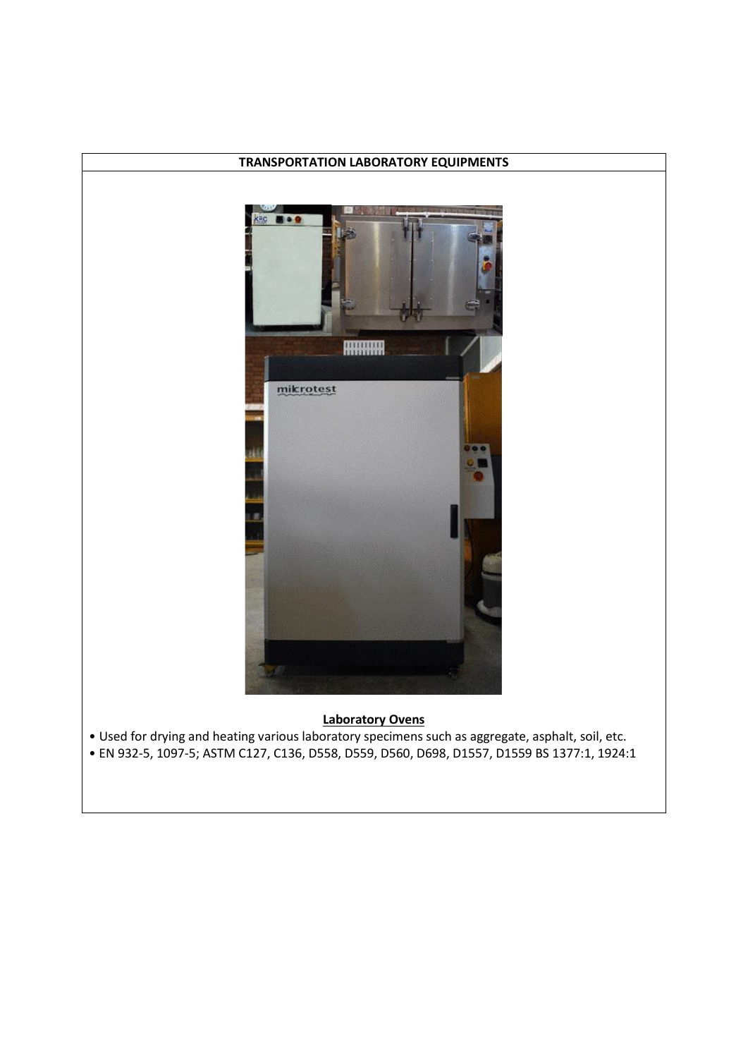**TRANSPORTATION LABORATORY EQUIPMENTS**

**Laboratory Ovens**

- Used for drying and heating various laboratory specimens such as aggregate, asphalt, soil, etc.
- EN 932-5, 1097-5; ASTM C127, C136, D558, D559, D560, D698, D1557, D1559 BS 1377:1, 1924:1